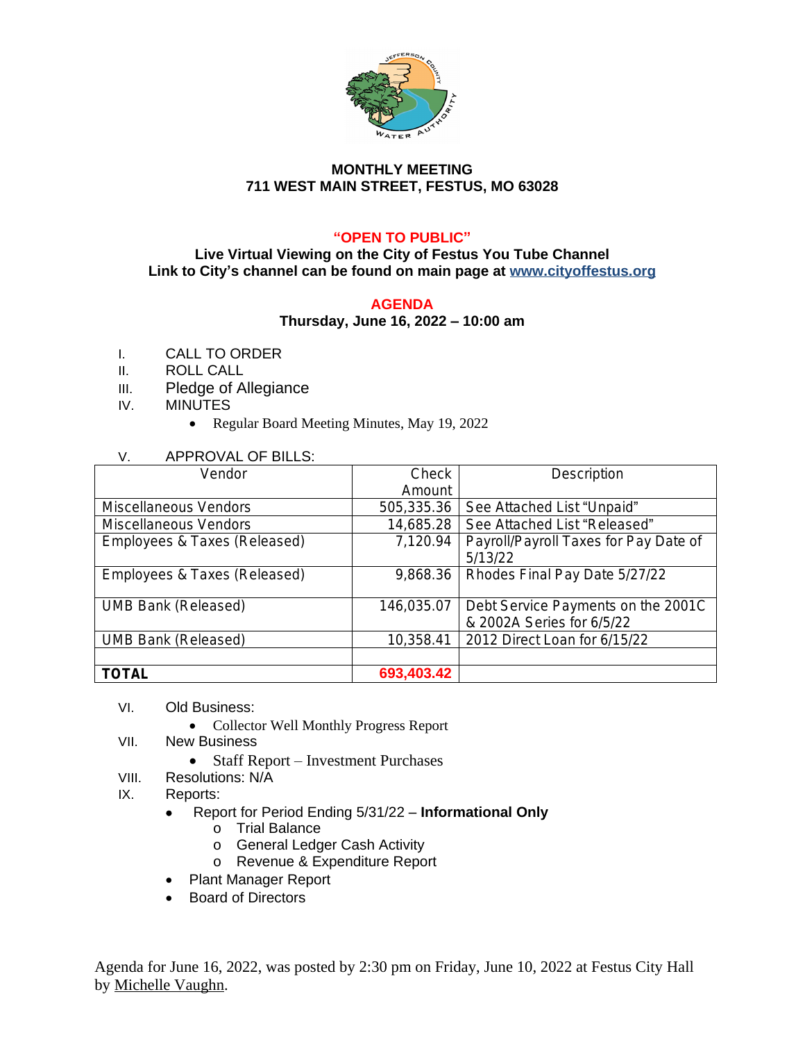**MONTHLY MEETING**
**711 WEST MAIN STREET, FESTUS, MO 63028**

**"OPEN TO PUBLIC"**

**Live Virtual Viewing on the City of Festus You Tube Channel**
**Link to City's channel can be found on main page at [www.cityoffestus.org](http://www.cityoffestus.org)**

**AGENDA**
**Thursday, June 16, 2022 – 10:00 am**

I. CALL TO ORDER
II. ROLL CALL
III. Pledge of Allegiance
IV. MINUTES
- Regular Board Meeting Minutes, May 19, 2022

V. APPROVAL OF BILLS:

| Vendor | Check Amount | Description |
|---|---|---|
| Miscellaneous Vendors | 505,335.36 | See Attached List "Unpaid" |
| Miscellaneous Vendors | 14,685.28 | See Attached List "Released" |
| Employees & Taxes (Released) | 7,120.94 | Payroll/Payroll Taxes for Pay Date of 5/13/22 |
| Employees & Taxes (Released) | 9,868.36 | Rhodes Final Pay Date 5/27/22 |
| UMB Bank (Released) | 146,035.07 | Debt Service Payments on the 2001C & 2002A Series for 6/5/22 |
| UMB Bank (Released) | 10,358.41 | 2012 Direct Loan for 6/15/22 |
| | | |
| **TOTAL** | **693,403.42** | |

VI. Old Business:
- Collector Well Monthly Progress Report

VII. New Business
- Staff Report – Investment Purchases

VIII. Resolutions: N/A

IX. Reports:
- Report for Period Ending 5/31/22 – **Informational Only**
  - Trial Balance
  - General Ledger Cash Activity
  - Revenue & Expenditure Report
- Plant Manager Report
- Board of Directors

Agenda for June 16, 2022, was posted by 2:30 pm on Friday, June 10, 2022 at Festus City Hall by Michelle Vaughn.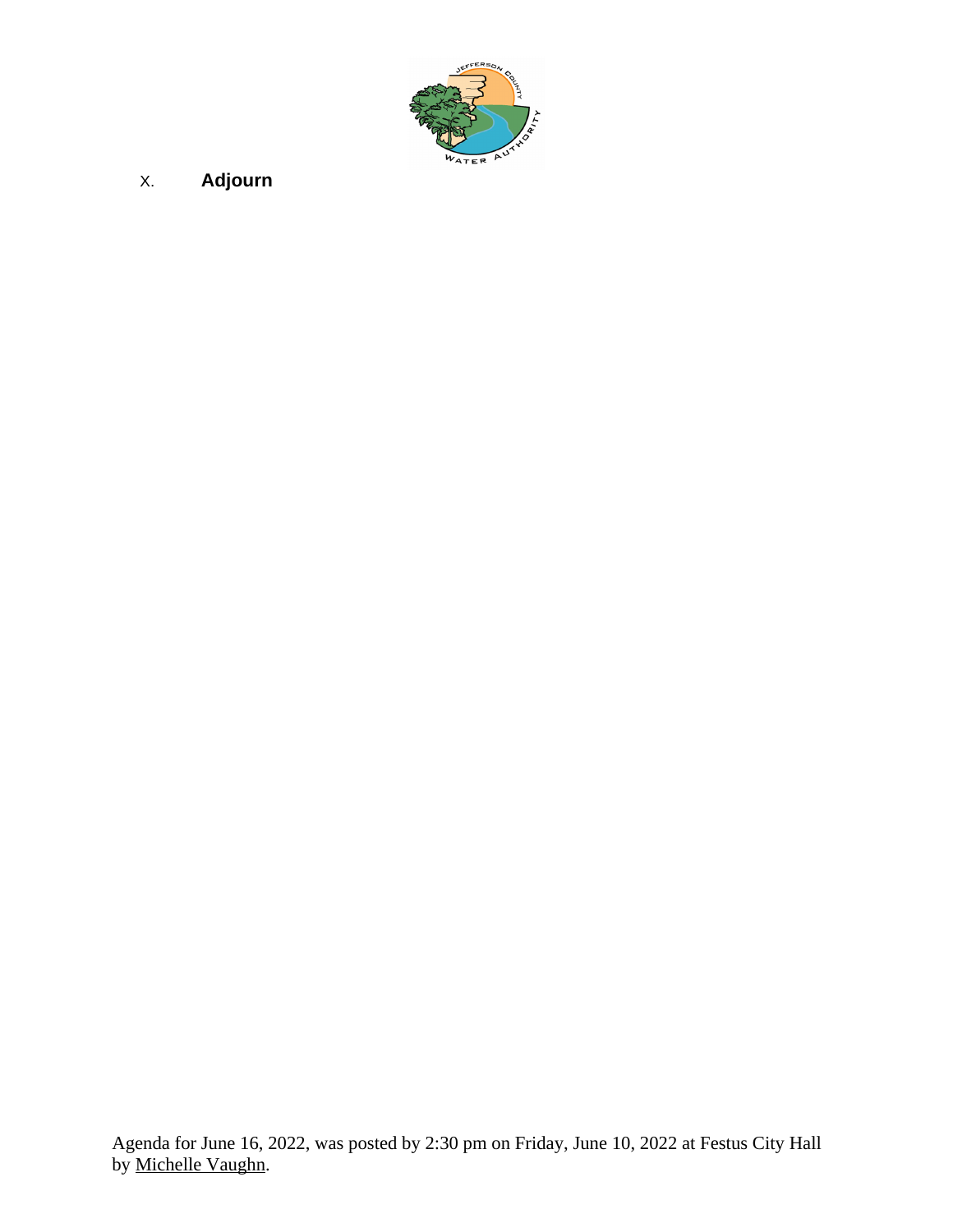X. **Adjourn**

Agenda for June 16, 2022, was posted by 2:30 pm on Friday, June 10, 2022 at Festus City Hall by Michelle Vaughn.